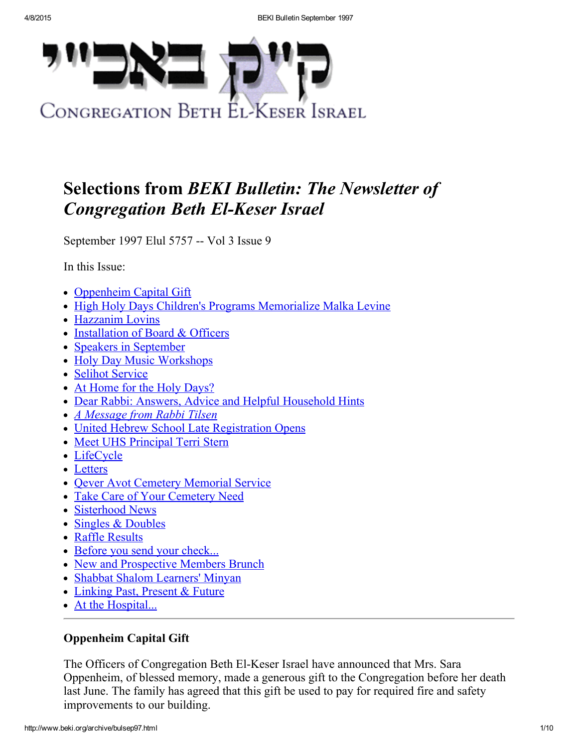קי"ק באכי"י

CONGREGATION BETH EL-KESER ISRAEL

# Selections from *BEKI Bulletin: The Newsletter of Congregation Beth El-Keser Israel*

September 1997 Elul 5757 -- Vol 3 Issue 9

In this Issue:

- Oppenheim Capital Gift
- High Holy Days Children's Programs Memorialize Malka Levine
- Hazzanim Lovins
- Installation of Board & Officers
- Speakers in September
- Holy Day Music Workshops
- Selihot Service
- At Home for the Holy Days?
- Dear Rabbi: Answers, Advice and Helpful Household Hints
- *A Message from Rabbi Tilsen*
- United Hebrew School Late Registration Opens
- Meet UHS Principal Terri Stern
- LifeCycle
- Letters
- Qever Avot Cemetery Memorial Service
- Take Care of Your Cemetery Need
- Sisterhood News
- Singles & Doubles
- Raffle Results
- Before you send your check...
- New and Prospective Members Brunch
- Shabbat Shalom Learners' Minyan
- Linking Past, Present & Future
- At the Hospital...

---

### Oppenheim Capital Gift

The Officers of Congregation Beth El-Keser Israel have announced that Mrs. Sara Oppenheim, of blessed memory, made a generous gift to the Congregation before her death last June. The family has agreed that this gift be used to pay for required fire and safety improvements to our building.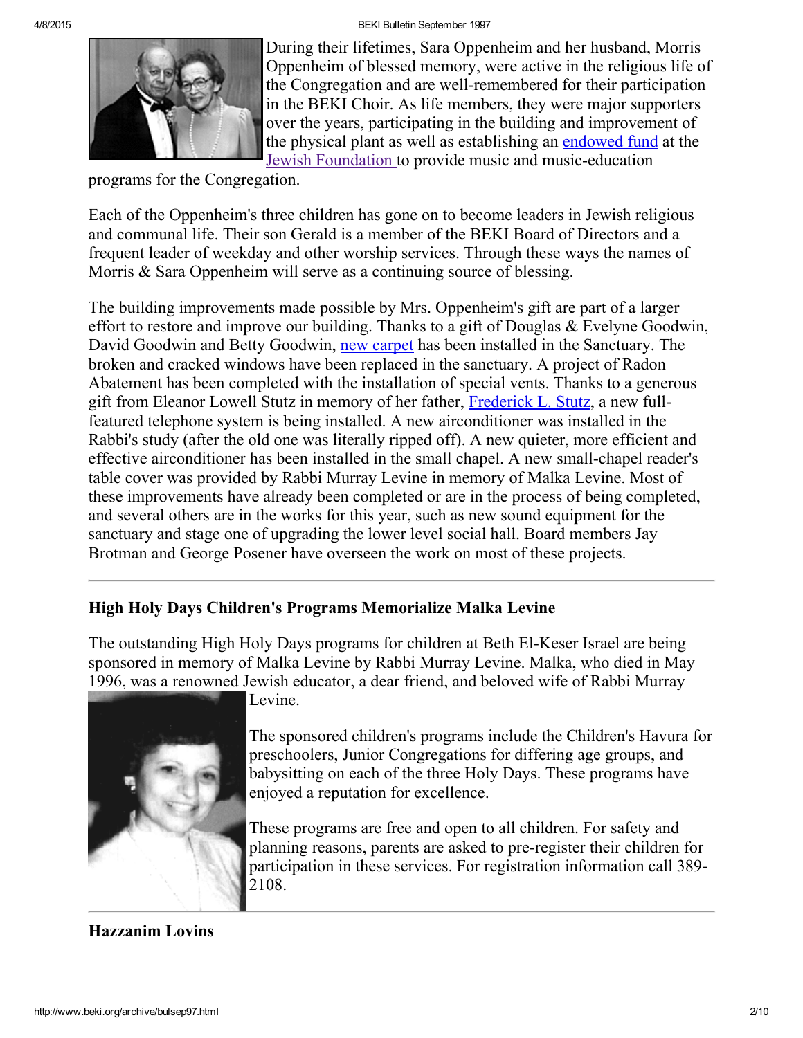During their lifetimes, Sara Oppenheim and her husband, Morris Oppenheim of blessed memory, were active in the religious life of the Congregation and are well-remembered for their participation in the BEKI Choir. As life members, they were major supporters over the years, participating in the building and improvement of the physical plant as well as establishing an endowed fund at the Jewish Foundation to provide music and music-education programs for the Congregation.

Each of the Oppenheim's three children has gone on to become leaders in Jewish religious and communal life. Their son Gerald is a member of the BEKI Board of Directors and a frequent leader of weekday and other worship services. Through these ways the names of Morris & Sara Oppenheim will serve as a continuing source of blessing.

The building improvements made possible by Mrs. Oppenheim's gift are part of a larger effort to restore and improve our building. Thanks to a gift of Douglas & Evelyne Goodwin, David Goodwin and Betty Goodwin, new carpet has been installed in the Sanctuary. The broken and cracked windows have been replaced in the sanctuary. A project of Radon Abatement has been completed with the installation of special vents. Thanks to a generous gift from Eleanor Lowell Stutz in memory of her father, Frederick L. Stutz, a new full-featured telephone system is being installed. A new airconditioner was installed in the Rabbi's study (after the old one was literally ripped off). A new quieter, more efficient and effective airconditioner has been installed in the small chapel. A new small-chapel reader's table cover was provided by Rabbi Murray Levine in memory of Malka Levine. Most of these improvements have already been completed or are in the process of being completed, and several others are in the works for this year, such as new sound equipment for the sanctuary and stage one of upgrading the lower level social hall. Board members Jay Brotman and George Posener have overseen the work on most of these projects.

---

### High Holy Days Children's Programs Memorialize Malka Levine

The outstanding High Holy Days programs for children at Beth El-Keser Israel are being sponsored in memory of Malka Levine by Rabbi Murray Levine. Malka, who died in May 1996, was a renowned Jewish educator, a dear friend, and beloved wife of Rabbi Murray Levine.

The sponsored children's programs include the Children's Havura for preschoolers, Junior Congregations for differing age groups, and babysitting on each of the three Holy Days. These programs have enjoyed a reputation for excellence.

These programs are free and open to all children. For safety and planning reasons, parents are asked to pre-register their children for participation in these services. For registration information call 389-2108.

---

### Hazzanim Lovins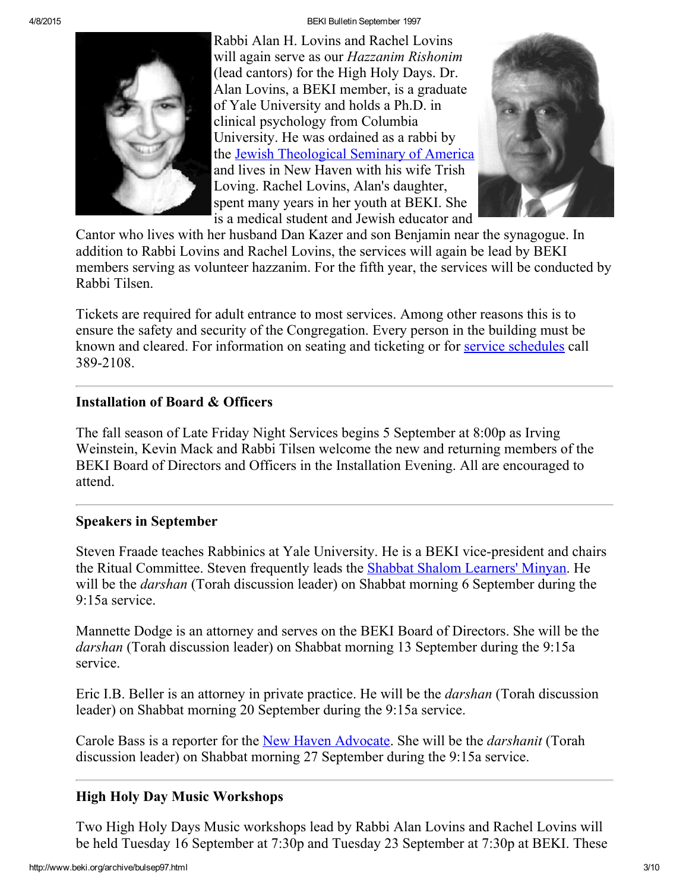Rabbi Alan H. Lovins and Rachel Lovins will again serve as our *Hazzanim Rishonim* (lead cantors) for the High Holy Days. Dr. Alan Lovins, a BEKI member, is a graduate of Yale University and holds a Ph.D. in clinical psychology from Columbia University. He was ordained as a rabbi by the Jewish Theological Seminary of America and lives in New Haven with his wife Trish Loving. Rachel Lovins, Alan's daughter, spent many years in her youth at BEKI. She is a medical student and Jewish educator and Cantor who lives with her husband Dan Kazer and son Benjamin near the synagogue. In addition to Rabbi Lovins and Rachel Lovins, the services will again be lead by BEKI members serving as volunteer hazzanim. For the fifth year, the services will be conducted by Rabbi Tilsen.

Tickets are required for adult entrance to most services. Among other reasons this is to ensure the safety and security of the Congregation. Every person in the building must be known and cleared. For information on seating and ticketing or for service schedules call 389-2108.

---

### Installation of Board & Officers

The fall season of Late Friday Night Services begins 5 September at 8:00p as Irving Weinstein, Kevin Mack and Rabbi Tilsen welcome the new and returning members of the BEKI Board of Directors and Officers in the Installation Evening. All are encouraged to attend.

---

### Speakers in September

Steven Fraade teaches Rabbinics at Yale University. He is a BEKI vice-president and chairs the Ritual Committee. Steven frequently leads the Shabbat Shalom Learners' Minyan. He will be the *darshan* (Torah discussion leader) on Shabbat morning 6 September during the 9:15a service.

Mannette Dodge is an attorney and serves on the BEKI Board of Directors. She will be the *darshan* (Torah discussion leader) on Shabbat morning 13 September during the 9:15a service.

Eric I.B. Beller is an attorney in private practice. He will be the *darshan* (Torah discussion leader) on Shabbat morning 20 September during the 9:15a service.

Carole Bass is a reporter for the New Haven Advocate. She will be the *darshanit* (Torah discussion leader) on Shabbat morning 27 September during the 9:15a service.

---

### High Holy Day Music Workshops

Two High Holy Days Music workshops lead by Rabbi Alan Lovins and Rachel Lovins will be held Tuesday 16 September at 7:30p and Tuesday 23 September at 7:30p at BEKI. These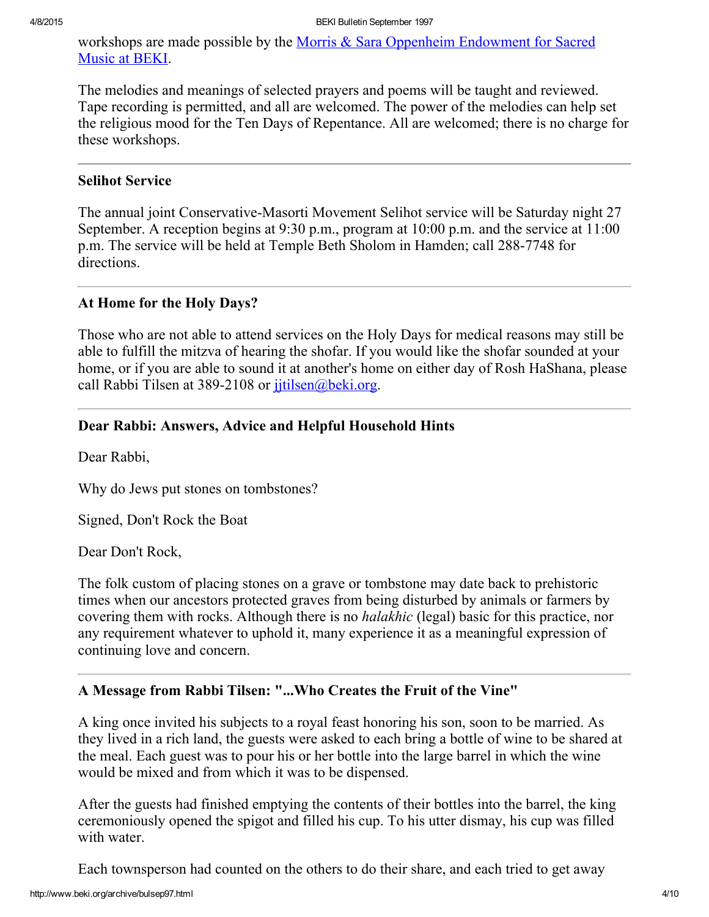workshops are made possible by the [Morris & Sara Oppenheim Endowment for Sacred Music at BEKI](#).

The melodies and meanings of selected prayers and poems will be taught and reviewed. Tape recording is permitted, and all are welcomed. The power of the melodies can help set the religious mood for the Ten Days of Repentance. All are welcomed; there is no charge for these workshops.

---

### Selihot Service

The annual joint Conservative-Masorti Movement Selihot service will be Saturday night 27 September. A reception begins at 9:30 p.m., program at 10:00 p.m. and the service at 11:00 p.m. The service will be held at Temple Beth Sholom in Hamden; call 288-7748 for directions.

---

### At Home for the Holy Days?

Those who are not able to attend services on the Holy Days for medical reasons may still be able to fulfill the mitzva of hearing the shofar. If you would like the shofar sounded at your home, or if you are able to sound it at another's home on either day of Rosh HaShana, please call Rabbi Tilsen at 389-2108 or [jjtilsen@beki.org](mailto:jjtilsen@beki.org).

---

### Dear Rabbi: Answers, Advice and Helpful Household Hints

Dear Rabbi,

Why do Jews put stones on tombstones?

Signed, Don't Rock the Boat

Dear Don't Rock,

The folk custom of placing stones on a grave or tombstone may date back to prehistoric times when our ancestors protected graves from being disturbed by animals or farmers by covering them with rocks. Although there is no *halakhic* (legal) basic for this practice, nor any requirement whatever to uphold it, many experience it as a meaningful expression of continuing love and concern.

---

### A Message from Rabbi Tilsen: "...Who Creates the Fruit of the Vine"

A king once invited his subjects to a royal feast honoring his son, soon to be married. As they lived in a rich land, the guests were asked to each bring a bottle of wine to be shared at the meal. Each guest was to pour his or her bottle into the large barrel in which the wine would be mixed and from which it was to be dispensed.

After the guests had finished emptying the contents of their bottles into the barrel, the king ceremoniously opened the spigot and filled his cup. To his utter dismay, his cup was filled with water.

Each townsperson had counted on the others to do their share, and each tried to get away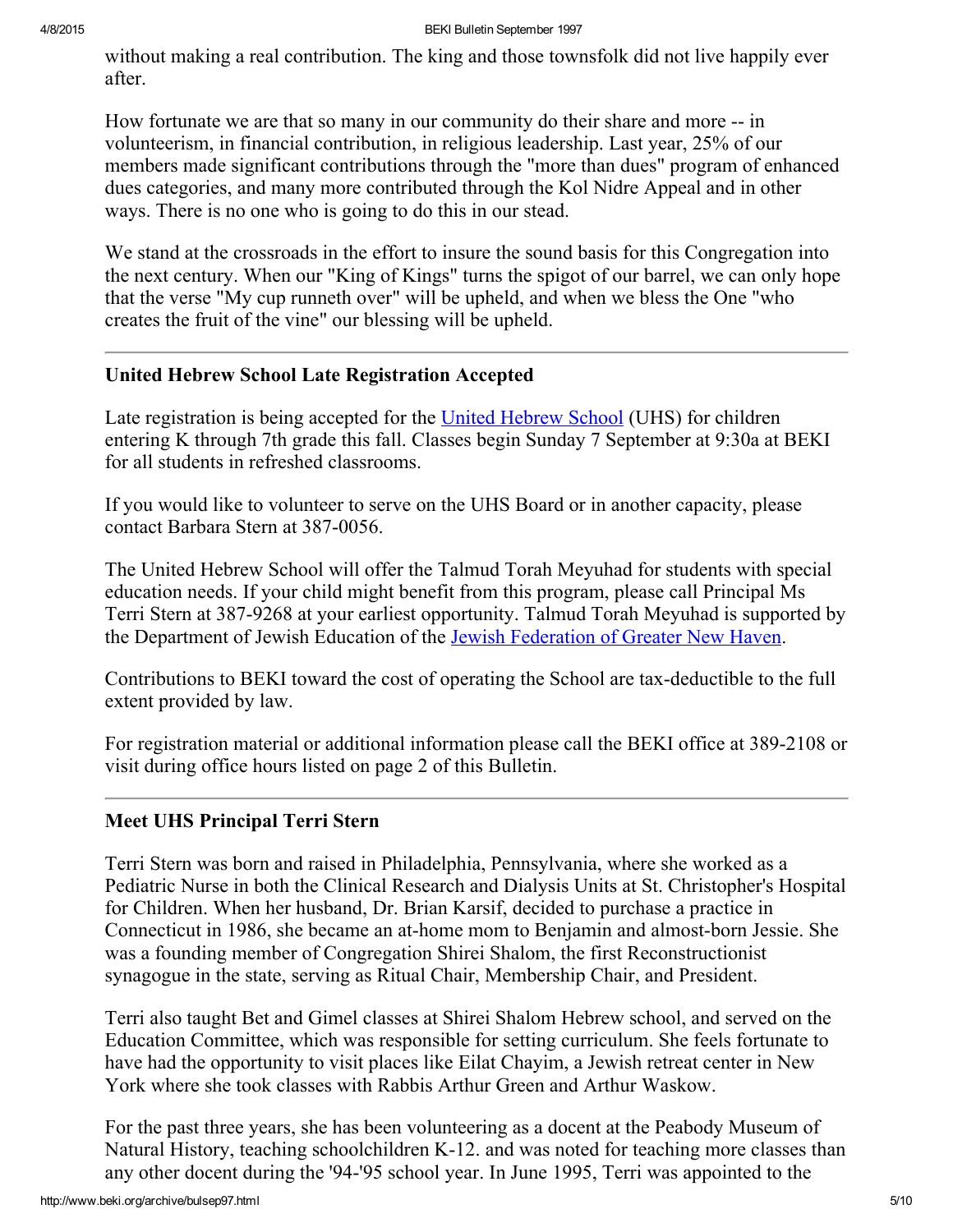without making a real contribution. The king and those townsfolk did not live happily ever after.

How fortunate we are that so many in our community do their share and more -- in volunteerism, in financial contribution, in religious leadership. Last year, 25% of our members made significant contributions through the "more than dues" program of enhanced dues categories, and many more contributed through the Kol Nidre Appeal and in other ways. There is no one who is going to do this in our stead.

We stand at the crossroads in the effort to insure the sound basis for this Congregation into the next century. When our "King of Kings" turns the spigot of our barrel, we can only hope that the verse "My cup runneth over" will be upheld, and when we bless the One "who creates the fruit of the vine" our blessing will be upheld.

---

### United Hebrew School Late Registration Accepted

Late registration is being accepted for the United Hebrew School (UHS) for children entering K through 7th grade this fall. Classes begin Sunday 7 September at 9:30a at BEKI for all students in refreshed classrooms.

If you would like to volunteer to serve on the UHS Board or in another capacity, please contact Barbara Stern at 387-0056.

The United Hebrew School will offer the Talmud Torah Meyuhad for students with special education needs. If your child might benefit from this program, please call Principal Ms Terri Stern at 387-9268 at your earliest opportunity. Talmud Torah Meyuhad is supported by the Department of Jewish Education of the Jewish Federation of Greater New Haven.

Contributions to BEKI toward the cost of operating the School are tax-deductible to the full extent provided by law.

For registration material or additional information please call the BEKI office at 389-2108 or visit during office hours listed on page 2 of this Bulletin.

---

### Meet UHS Principal Terri Stern

Terri Stern was born and raised in Philadelphia, Pennsylvania, where she worked as a Pediatric Nurse in both the Clinical Research and Dialysis Units at St. Christopher's Hospital for Children. When her husband, Dr. Brian Karsif, decided to purchase a practice in Connecticut in 1986, she became an at-home mom to Benjamin and almost-born Jessie. She was a founding member of Congregation Shirei Shalom, the first Reconstructionist synagogue in the state, serving as Ritual Chair, Membership Chair, and President.

Terri also taught Bet and Gimel classes at Shirei Shalom Hebrew school, and served on the Education Committee, which was responsible for setting curriculum. She feels fortunate to have had the opportunity to visit places like Eilat Chayim, a Jewish retreat center in New York where she took classes with Rabbis Arthur Green and Arthur Waskow.

For the past three years, she has been volunteering as a docent at the Peabody Museum of Natural History, teaching schoolchildren K-12. and was noted for teaching more classes than any other docent during the '94-'95 school year. In June 1995, Terri was appointed to the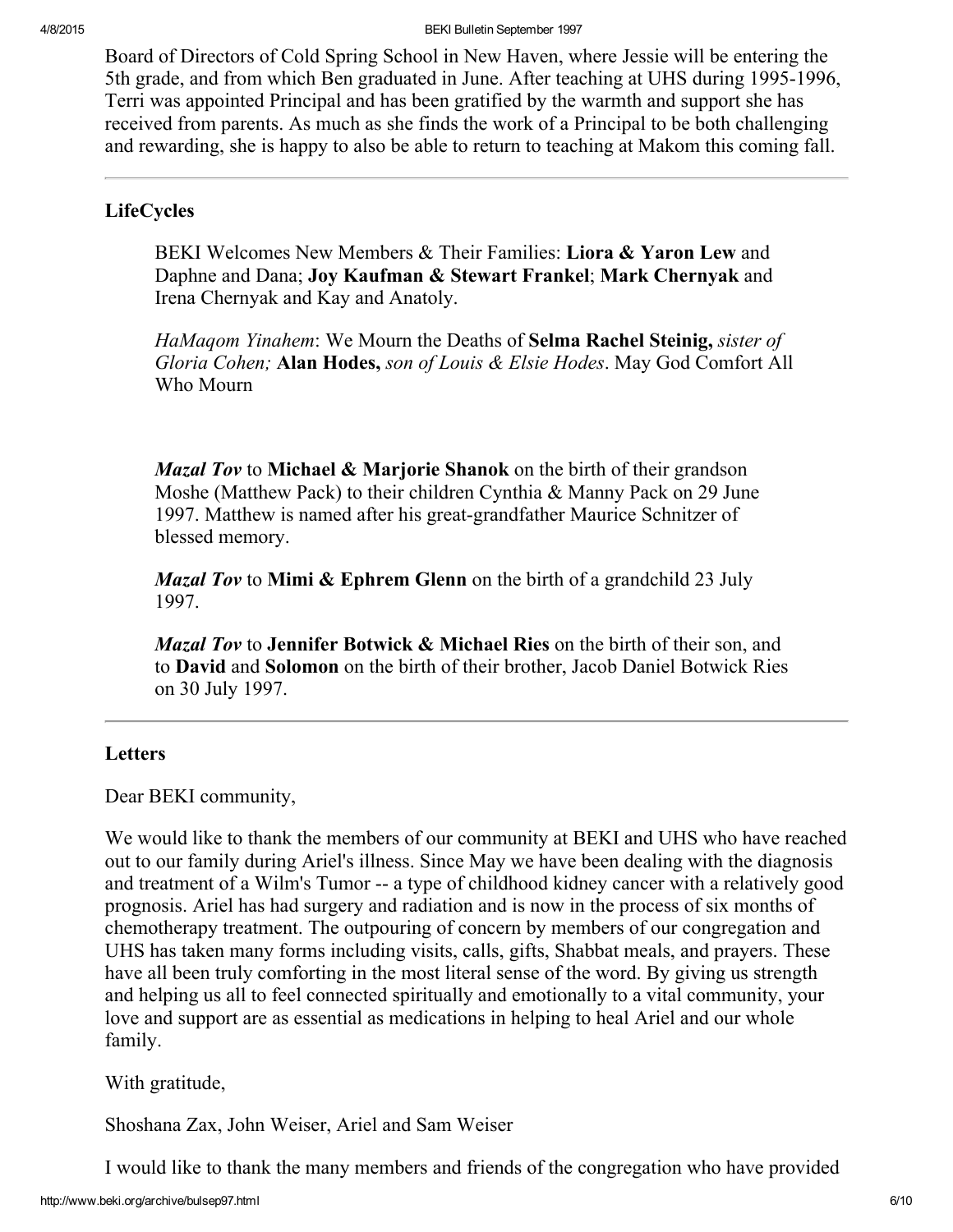Board of Directors of Cold Spring School in New Haven, where Jessie will be entering the 5th grade, and from which Ben graduated in June. After teaching at UHS during 1995-1996, Terri was appointed Principal and has been gratified by the warmth and support she has received from parents. As much as she finds the work of a Principal to be both challenging and rewarding, she is happy to also be able to return to teaching at Makom this coming fall.

---

### LifeCycles

BEKI Welcomes New Members & Their Families: **Liora & Yaron Lew** and Daphne and Dana; **Joy Kaufman & Stewart Frankel**; **Mark Chernyak** and Irena Chernyak and Kay and Anatoly.

*HaMaqom Yinahem*: We Mourn the Deaths of **Selma Rachel Steinig,** *sister of Gloria Cohen;* **Alan Hodes,** *son of Louis & Elsie Hodes*. May God Comfort All Who Mourn

***Mazal Tov*** to **Michael & Marjorie Shanok** on the birth of their grandson Moshe (Matthew Pack) to their children Cynthia & Manny Pack on 29 June 1997. Matthew is named after his great-grandfather Maurice Schnitzer of blessed memory.

***Mazal Tov*** to **Mimi & Ephrem Glenn** on the birth of a grandchild 23 July 1997.

***Mazal Tov*** to **Jennifer Botwick & Michael Ries** on the birth of their son, and to **David** and **Solomon** on the birth of their brother, Jacob Daniel Botwick Ries on 30 July 1997.

---

### Letters

Dear BEKI community,

We would like to thank the members of our community at BEKI and UHS who have reached out to our family during Ariel's illness. Since May we have been dealing with the diagnosis and treatment of a Wilm's Tumor -- a type of childhood kidney cancer with a relatively good prognosis. Ariel has had surgery and radiation and is now in the process of six months of chemotherapy treatment. The outpouring of concern by members of our congregation and UHS has taken many forms including visits, calls, gifts, Shabbat meals, and prayers. These have all been truly comforting in the most literal sense of the word. By giving us strength and helping us all to feel connected spiritually and emotionally to a vital community, your love and support are as essential as medications in helping to heal Ariel and our whole family.

With gratitude,

Shoshana Zax, John Weiser, Ariel and Sam Weiser

I would like to thank the many members and friends of the congregation who have provided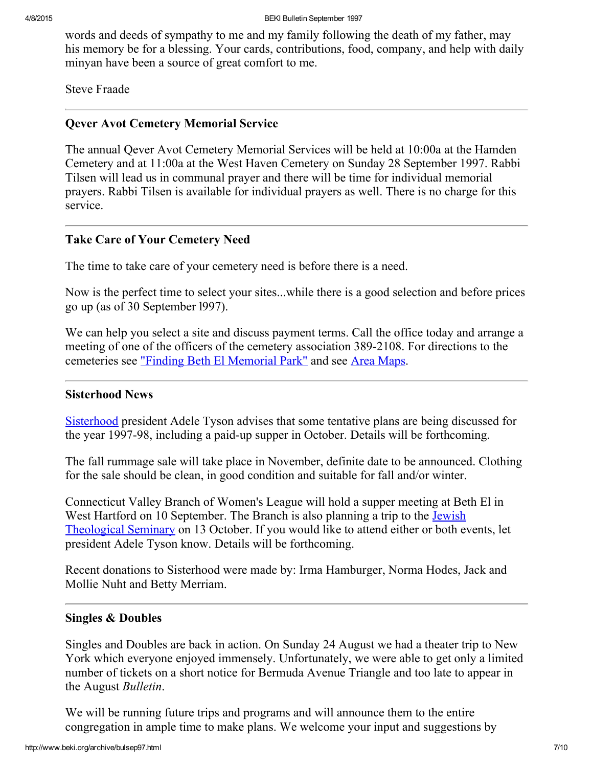words and deeds of sympathy to me and my family following the death of my father, may his memory be for a blessing. Your cards, contributions, food, company, and help with daily minyan have been a source of great comfort to me.

Steve Fraade

---

### Qever Avot Cemetery Memorial Service

The annual Qever Avot Cemetery Memorial Services will be held at 10:00a at the Hamden Cemetery and at 11:00a at the West Haven Cemetery on Sunday 28 September 1997. Rabbi Tilsen will lead us in communal prayer and there will be time for individual memorial prayers. Rabbi Tilsen is available for individual prayers as well. There is no charge for this service.

---

### Take Care of Your Cemetery Need

The time to take care of your cemetery need is before there is a need.

Now is the perfect time to select your sites...while there is a good selection and before prices go up (as of 30 September l997).

We can help you select a site and discuss payment terms. Call the office today and arrange a meeting of one of the officers of the cemetery association 389-2108. For directions to the cemeteries see "Finding Beth El Memorial Park" and see Area Maps.

---

### Sisterhood News

Sisterhood president Adele Tyson advises that some tentative plans are being discussed for the year 1997-98, including a paid-up supper in October. Details will be forthcoming.

The fall rummage sale will take place in November, definite date to be announced. Clothing for the sale should be clean, in good condition and suitable for fall and/or winter.

Connecticut Valley Branch of Women's League will hold a supper meeting at Beth El in West Hartford on 10 September. The Branch is also planning a trip to the Jewish Theological Seminary on 13 October. If you would like to attend either or both events, let president Adele Tyson know. Details will be forthcoming.

Recent donations to Sisterhood were made by: Irma Hamburger, Norma Hodes, Jack and Mollie Nuht and Betty Merriam.

---

### Singles & Doubles

Singles and Doubles are back in action. On Sunday 24 August we had a theater trip to New York which everyone enjoyed immensely. Unfortunately, we were able to get only a limited number of tickets on a short notice for Bermuda Avenue Triangle and too late to appear in the August *Bulletin*.

We will be running future trips and programs and will announce them to the entire congregation in ample time to make plans. We welcome your input and suggestions by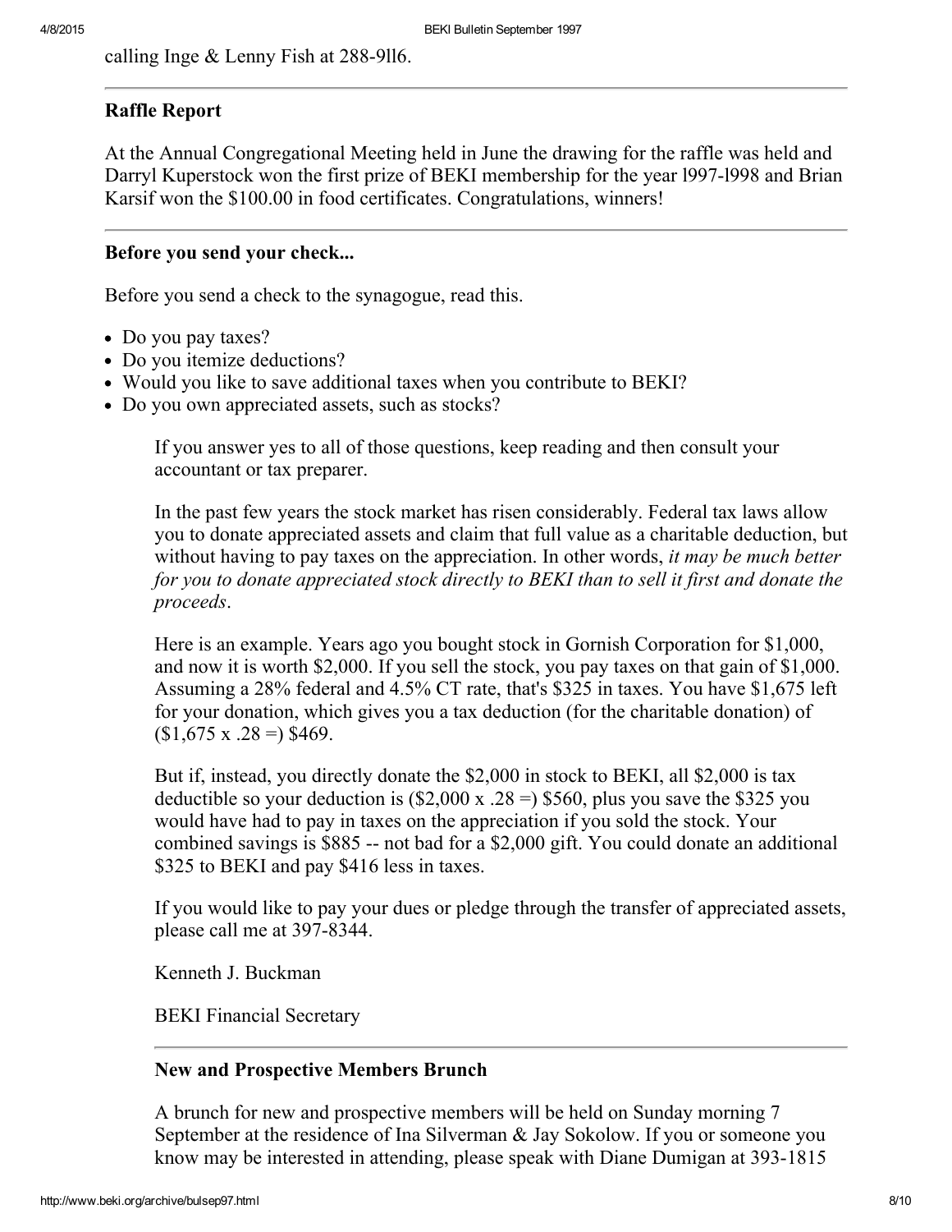calling Inge & Lenny Fish at 288-9ll6.

---

**Raffle Report**

At the Annual Congregational Meeting held in June the drawing for the raffle was held and Darryl Kuperstock won the first prize of BEKI membership for the year l997-l998 and Brian Karsif won the $100.00 in food certificates. Congratulations, winners!

---

**Before you send your check...**

Before you send a check to the synagogue, read this.

- Do you pay taxes?
- Do you itemize deductions?
- Would you like to save additional taxes when you contribute to BEKI?
- Do you own appreciated assets, such as stocks?

> If you answer yes to all of those questions, keep reading and then consult your accountant or tax preparer.
>
> In the past few years the stock market has risen considerably. Federal tax laws allow you to donate appreciated assets and claim that full value as a charitable deduction, but without having to pay taxes on the appreciation. In other words, *it may be much better for you to donate appreciated stock directly to BEKI than to sell it first and donate the proceeds*.
>
> Here is an example. Years ago you bought stock in Gornish Corporation for $1,000, and now it is worth $2,000. If you sell the stock, you pay taxes on that gain of $1,000. Assuming a 28% federal and 4.5% CT rate, that's $325 in taxes. You have $1,675 left for your donation, which gives you a tax deduction (for the charitable donation) of ($1,675 x .28 =) $469.
>
> But if, instead, you directly donate the $2,000 in stock to BEKI, all $2,000 is tax deductible so your deduction is ($2,000 x .28 =) $560, plus you save the $325 you would have had to pay in taxes on the appreciation if you sold the stock. Your combined savings is $885 -- not bad for a $2,000 gift. You could donate an additional $325 to BEKI and pay $416 less in taxes.
>
> If you would like to pay your dues or pledge through the transfer of appreciated assets, please call me at 397-8344.
>
> Kenneth J. Buckman
>
> BEKI Financial Secretary

---

**New and Prospective Members Brunch**

> A brunch for new and prospective members will be held on Sunday morning 7 September at the residence of Ina Silverman & Jay Sokolow. If you or someone you know may be interested in attending, please speak with Diane Dumigan at 393-1815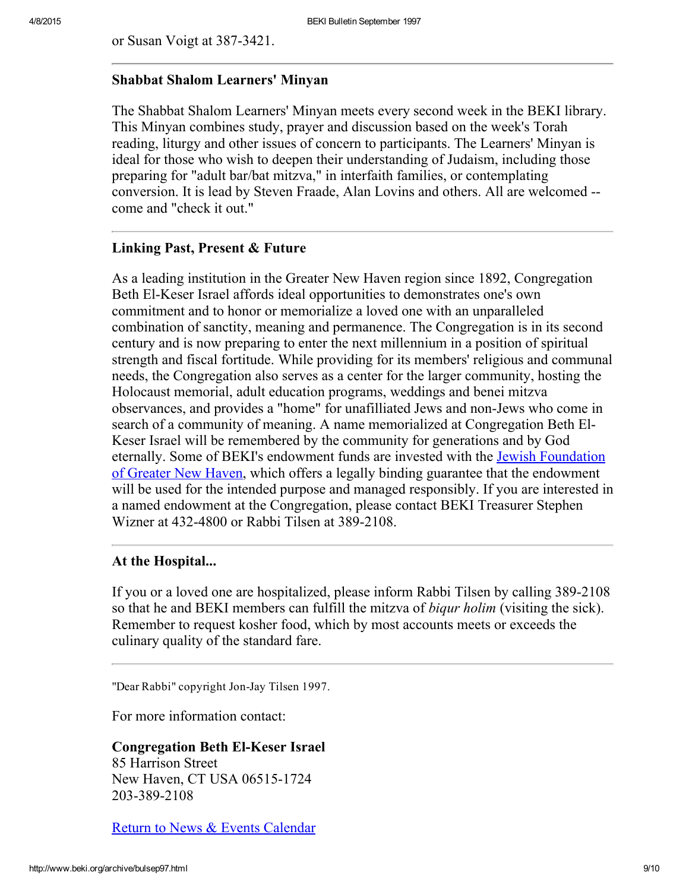or Susan Voigt at 387-3421.

---

### Shabbat Shalom Learners' Minyan

The Shabbat Shalom Learners' Minyan meets every second week in the BEKI library. This Minyan combines study, prayer and discussion based on the week's Torah reading, liturgy and other issues of concern to participants. The Learners' Minyan is ideal for those who wish to deepen their understanding of Judaism, including those preparing for "adult bar/bat mitzva," in interfaith families, or contemplating conversion. It is lead by Steven Fraade, Alan Lovins and others. All are welcomed -- come and "check it out."

---

### Linking Past, Present & Future

As a leading institution in the Greater New Haven region since 1892, Congregation Beth El-Keser Israel affords ideal opportunities to demonstrates one's own commitment and to honor or memorialize a loved one with an unparalleled combination of sanctity, meaning and permanence. The Congregation is in its second century and is now preparing to enter the next millennium in a position of spiritual strength and fiscal fortitude. While providing for its members' religious and communal needs, the Congregation also serves as a center for the larger community, hosting the Holocaust memorial, adult education programs, weddings and benei mitzva observances, and provides a "home" for unafilliated Jews and non-Jews who come in search of a community of meaning. A name memorialized at Congregation Beth El-Keser Israel will be remembered by the community for generations and by God eternally. Some of BEKI's endowment funds are invested with the Jewish Foundation of Greater New Haven, which offers a legally binding guarantee that the endowment will be used for the intended purpose and managed responsibly. If you are interested in a named endowment at the Congregation, please contact BEKI Treasurer Stephen Wizner at 432-4800 or Rabbi Tilsen at 389-2108.

---

### At the Hospital...

If you or a loved one are hospitalized, please inform Rabbi Tilsen by calling 389-2108 so that he and BEKI members can fulfill the mitzva of *biqur holim* (visiting the sick). Remember to request kosher food, which by most accounts meets or exceeds the culinary quality of the standard fare.

---

"Dear Rabbi" copyright Jon-Jay Tilsen 1997.

For more information contact:

**Congregation Beth El-Keser Israel**
85 Harrison Street
New Haven, CT USA 06515-1724
203-389-2108

Return to News & Events Calendar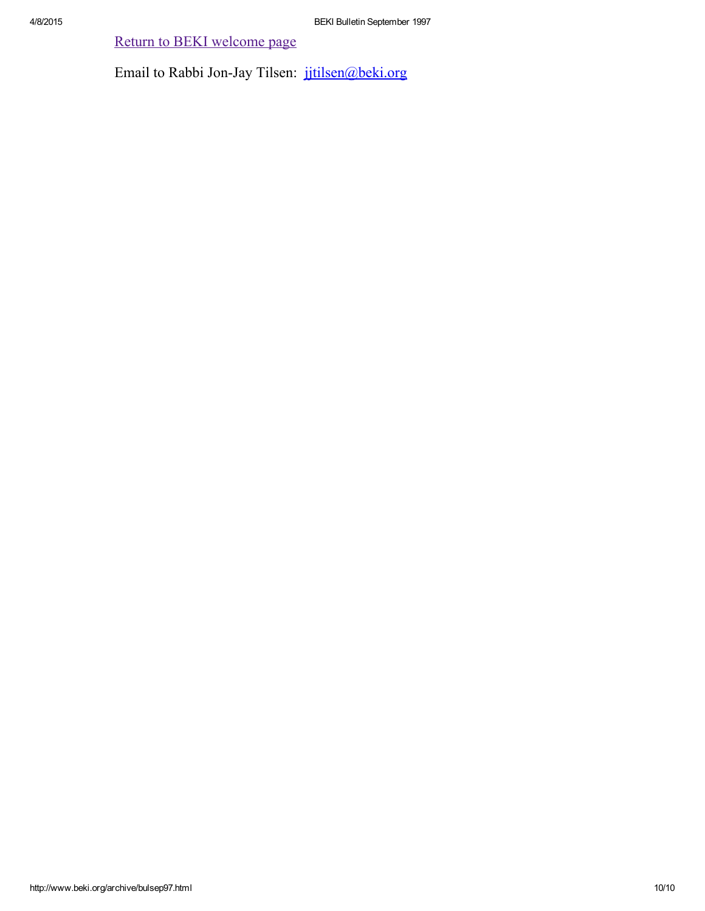[Return to BEKI welcome page]

Email to Rabbi Jon-Jay Tilsen: [jjtilsen@beki.org]